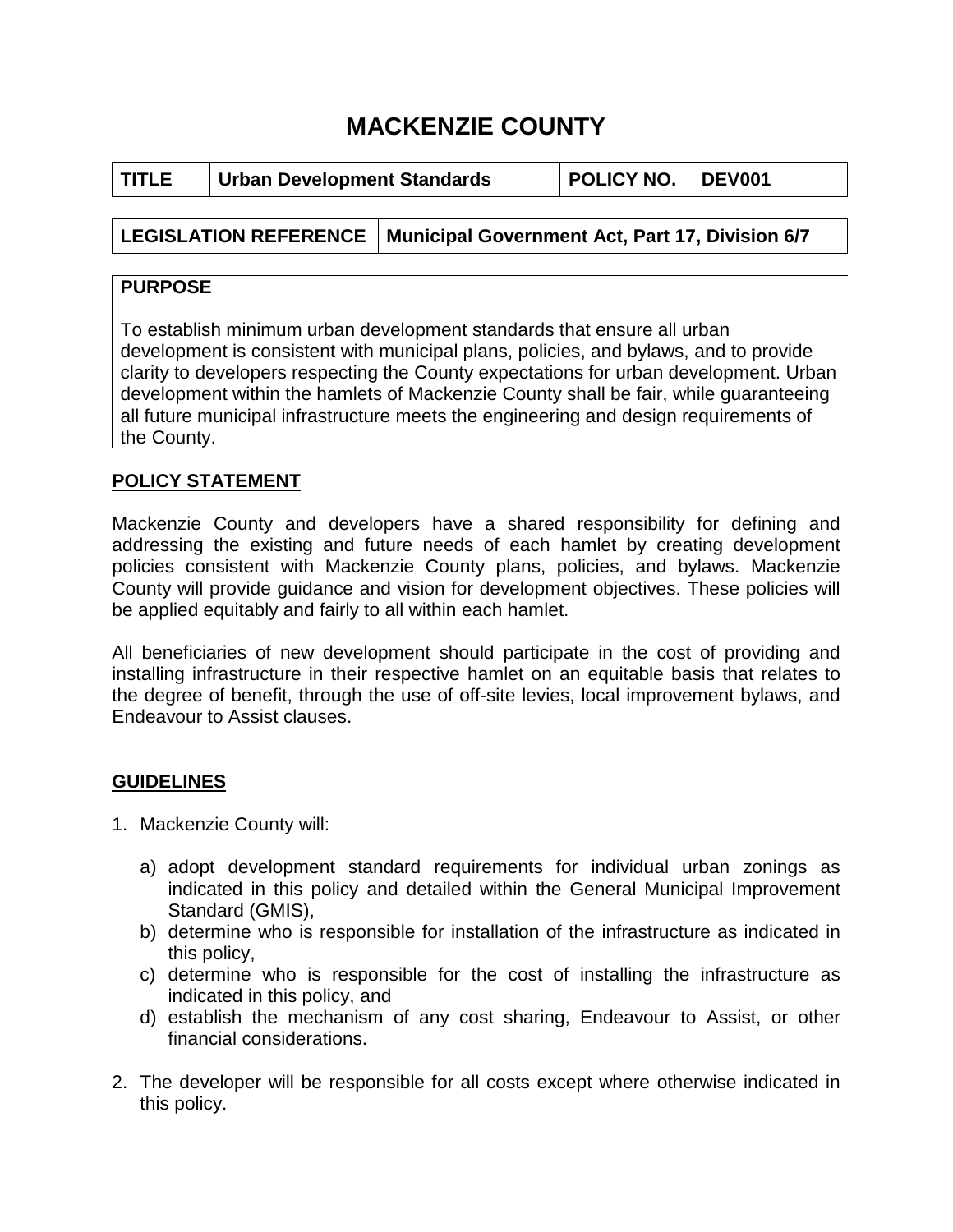# MACKENZIE COUNTY

| TITLE | Urban Development Standards | POLICY NO. | DEV001 |
|---|---|---|---|

| LEGISLATION REFERENCE | Municipal Government Act, Part 17, Division 6/7 |
|---|---|

**PURPOSE**

To establish minimum urban development standards that ensure all urban development is consistent with municipal plans, policies, and bylaws, and to provide clarity to developers respecting the County expectations for urban development. Urban development within the hamlets of Mackenzie County shall be fair, while guaranteeing all future municipal infrastructure meets the engineering and design requirements of the County.

## POLICY STATEMENT

Mackenzie County and developers have a shared responsibility for defining and addressing the existing and future needs of each hamlet by creating development policies consistent with Mackenzie County plans, policies, and bylaws. Mackenzie County will provide guidance and vision for development objectives. These policies will be applied equitably and fairly to all within each hamlet.

All beneficiaries of new development should participate in the cost of providing and installing infrastructure in their respective hamlet on an equitable basis that relates to the degree of benefit, through the use of off-site levies, local improvement bylaws, and Endeavour to Assist clauses.

## GUIDELINES

1. Mackenzie County will:

   a) adopt development standard requirements for individual urban zonings as indicated in this policy and detailed within the General Municipal Improvement Standard (GMIS),
   b) determine who is responsible for installation of the infrastructure as indicated in this policy,
   c) determine who is responsible for the cost of installing the infrastructure as indicated in this policy, and
   d) establish the mechanism of any cost sharing, Endeavour to Assist, or other financial considerations.

2. The developer will be responsible for all costs except where otherwise indicated in this policy.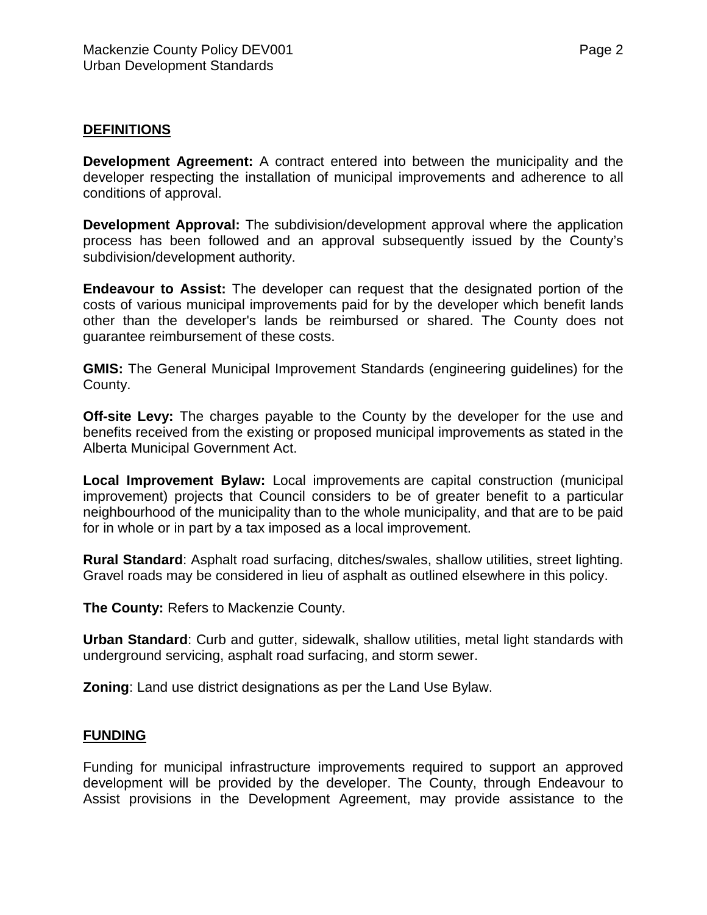## DEFINITIONS

**Development Agreement:** A contract entered into between the municipality and the developer respecting the installation of municipal improvements and adherence to all conditions of approval.

**Development Approval:** The subdivision/development approval where the application process has been followed and an approval subsequently issued by the County's subdivision/development authority.

**Endeavour to Assist:** The developer can request that the designated portion of the costs of various municipal improvements paid for by the developer which benefit lands other than the developer's lands be reimbursed or shared. The County does not guarantee reimbursement of these costs.

**GMIS:** The General Municipal Improvement Standards (engineering guidelines) for the County.

**Off-site Levy:** The charges payable to the County by the developer for the use and benefits received from the existing or proposed municipal improvements as stated in the Alberta Municipal Government Act.

**Local Improvement Bylaw:** Local improvements are capital construction (municipal improvement) projects that Council considers to be of greater benefit to a particular neighbourhood of the municipality than to the whole municipality, and that are to be paid for in whole or in part by a tax imposed as a local improvement.

**Rural Standard**: Asphalt road surfacing, ditches/swales, shallow utilities, street lighting. Gravel roads may be considered in lieu of asphalt as outlined elsewhere in this policy.

**The County:** Refers to Mackenzie County.

**Urban Standard**: Curb and gutter, sidewalk, shallow utilities, metal light standards with underground servicing, asphalt road surfacing, and storm sewer.

**Zoning**: Land use district designations as per the Land Use Bylaw.

## FUNDING

Funding for municipal infrastructure improvements required to support an approved development will be provided by the developer. The County, through Endeavour to Assist provisions in the Development Agreement, may provide assistance to the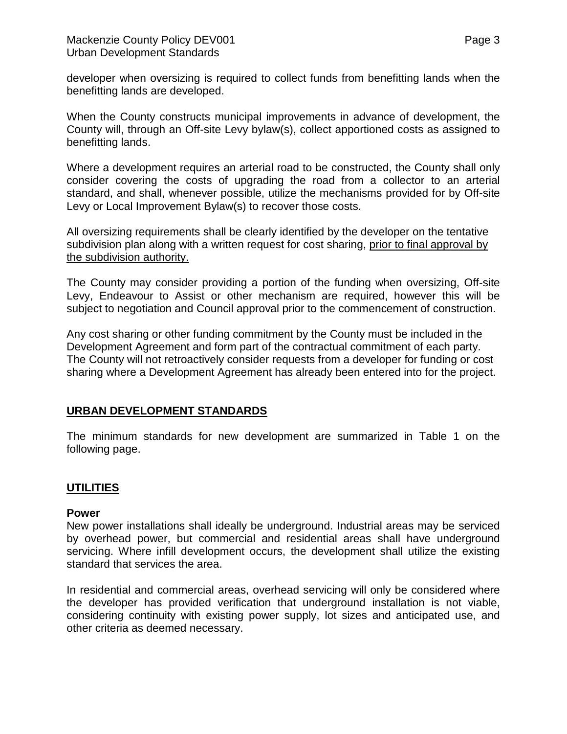developer when oversizing is required to collect funds from benefitting lands when the benefitting lands are developed.

When the County constructs municipal improvements in advance of development, the County will, through an Off-site Levy bylaw(s), collect apportioned costs as assigned to benefitting lands.

Where a development requires an arterial road to be constructed, the County shall only consider covering the costs of upgrading the road from a collector to an arterial standard, and shall, whenever possible, utilize the mechanisms provided for by Off-site Levy or Local Improvement Bylaw(s) to recover those costs.

All oversizing requirements shall be clearly identified by the developer on the tentative subdivision plan along with a written request for cost sharing, <u>prior to final approval by the subdivision authority.</u>

The County may consider providing a portion of the funding when oversizing, Off-site Levy, Endeavour to Assist or other mechanism are required, however this will be subject to negotiation and Council approval prior to the commencement of construction.

Any cost sharing or other funding commitment by the County must be included in the Development Agreement and form part of the contractual commitment of each party. The County will not retroactively consider requests from a developer for funding or cost sharing where a Development Agreement has already been entered into for the project.

## URBAN DEVELOPMENT STANDARDS

The minimum standards for new development are summarized in Table 1 on the following page.

## UTILITIES

### Power

New power installations shall ideally be underground. Industrial areas may be serviced by overhead power, but commercial and residential areas shall have underground servicing. Where infill development occurs, the development shall utilize the existing standard that services the area.

In residential and commercial areas, overhead servicing will only be considered where the developer has provided verification that underground installation is not viable, considering continuity with existing power supply, lot sizes and anticipated use, and other criteria as deemed necessary.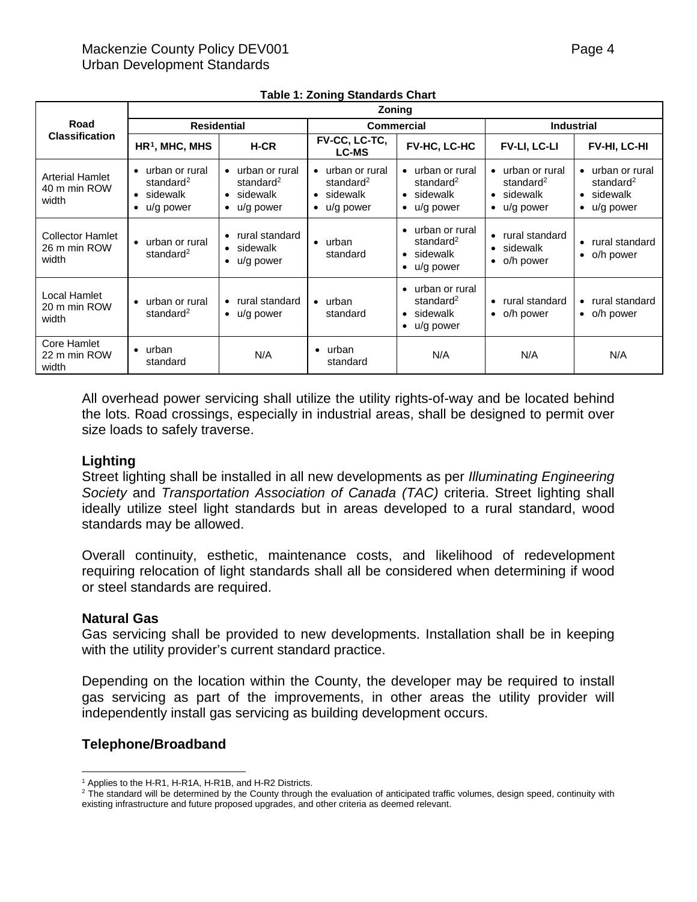**Table 1: Zoning Standards Chart**

| Road Classification | Zoning | | | | | |
|---|---|---|---|---|---|---|
| | Residential | | Commercial | | Industrial | |
| | HR[1], MHC, MHS | H-CR | FV-CC, LC-TC, LC-MS | FV-HC, LC-HC | FV-LI, LC-LI | FV-HI, LC-HI |
| Arterial Hamlet 40 m min ROW width | • urban or rural standard[2] • sidewalk • u/g power | • urban or rural standard[2] • sidewalk • u/g power | • urban or rural standard[2] • sidewalk • u/g power | • urban or rural standard[2] • sidewalk • u/g power | • urban or rural standard[2] • sidewalk • u/g power | • urban or rural standard[2] • sidewalk • u/g power |
| Collector Hamlet 26 m min ROW width | • urban or rural standard[2] | • rural standard • sidewalk • u/g power | • urban standard | • urban or rural standard[2] • sidewalk • u/g power | • rural standard • sidewalk • o/h power | • rural standard • o/h power |
| Local Hamlet 20 m min ROW width | • urban or rural standard[2] | • rural standard • u/g power | • urban standard | • urban or rural standard[2] • sidewalk • u/g power | • rural standard • o/h power | • rural standard • o/h power |
| Core Hamlet 22 m min ROW width | • urban standard | N/A | • urban standard | N/A | N/A | N/A |

All overhead power servicing shall utilize the utility rights-of-way and be located behind the lots. Road crossings, especially in industrial areas, shall be designed to permit over size loads to safely traverse.

### Lighting

Street lighting shall be installed in all new developments as per *Illuminating Engineering Society* and *Transportation Association of Canada (TAC)* criteria. Street lighting shall ideally utilize steel light standards but in areas developed to a rural standard, wood standards may be allowed.

Overall continuity, esthetic, maintenance costs, and likelihood of redevelopment requiring relocation of light standards shall all be considered when determining if wood or steel standards are required.

### Natural Gas

Gas servicing shall be provided to new developments. Installation shall be in keeping with the utility provider's current standard practice.

Depending on the location within the County, the developer may be required to install gas servicing as part of the improvements, in other areas the utility provider will independently install gas servicing as building development occurs.

### Telephone/Broadband

---

[1] Applies to the H-R1, H-R1A, H-R1B, and H-R2 Districts.

[2] The standard will be determined by the County through the evaluation of anticipated traffic volumes, design speed, continuity with existing infrastructure and future proposed upgrades, and other criteria as deemed relevant.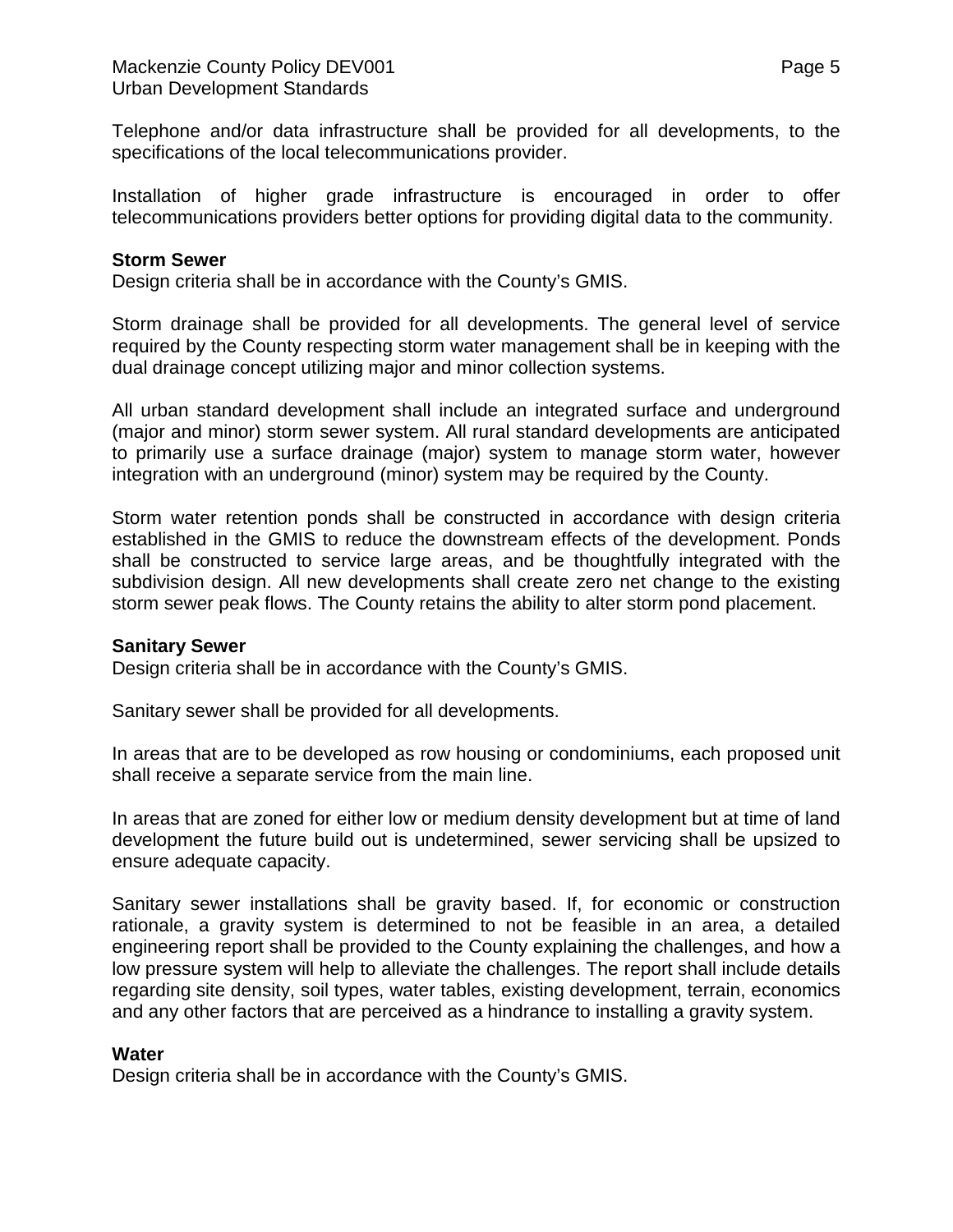Telephone and/or data infrastructure shall be provided for all developments, to the specifications of the local telecommunications provider.

Installation of higher grade infrastructure is encouraged in order to offer telecommunications providers better options for providing digital data to the community.

**Storm Sewer**
Design criteria shall be in accordance with the County's GMIS.

Storm drainage shall be provided for all developments. The general level of service required by the County respecting storm water management shall be in keeping with the dual drainage concept utilizing major and minor collection systems.

All urban standard development shall include an integrated surface and underground (major and minor) storm sewer system. All rural standard developments are anticipated to primarily use a surface drainage (major) system to manage storm water, however integration with an underground (minor) system may be required by the County.

Storm water retention ponds shall be constructed in accordance with design criteria established in the GMIS to reduce the downstream effects of the development. Ponds shall be constructed to service large areas, and be thoughtfully integrated with the subdivision design. All new developments shall create zero net change to the existing storm sewer peak flows. The County retains the ability to alter storm pond placement.

**Sanitary Sewer**
Design criteria shall be in accordance with the County's GMIS.

Sanitary sewer shall be provided for all developments.

In areas that are to be developed as row housing or condominiums, each proposed unit shall receive a separate service from the main line.

In areas that are zoned for either low or medium density development but at time of land development the future build out is undetermined, sewer servicing shall be upsized to ensure adequate capacity.

Sanitary sewer installations shall be gravity based. If, for economic or construction rationale, a gravity system is determined to not be feasible in an area, a detailed engineering report shall be provided to the County explaining the challenges, and how a low pressure system will help to alleviate the challenges. The report shall include details regarding site density, soil types, water tables, existing development, terrain, economics and any other factors that are perceived as a hindrance to installing a gravity system.

**Water**
Design criteria shall be in accordance with the County's GMIS.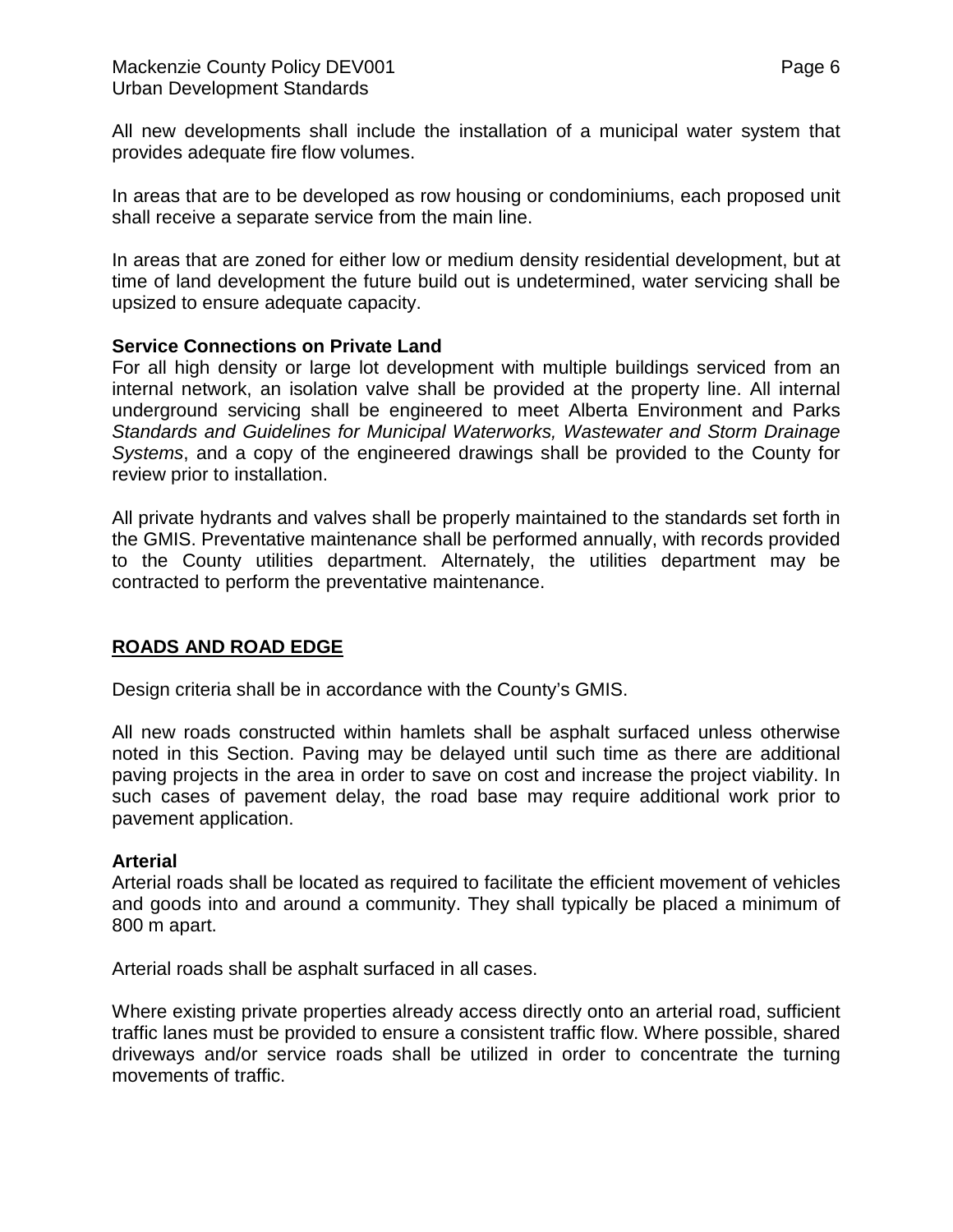All new developments shall include the installation of a municipal water system that provides adequate fire flow volumes.

In areas that are to be developed as row housing or condominiums, each proposed unit shall receive a separate service from the main line.

In areas that are zoned for either low or medium density residential development, but at time of land development the future build out is undetermined, water servicing shall be upsized to ensure adequate capacity.

**Service Connections on Private Land**

For all high density or large lot development with multiple buildings serviced from an internal network, an isolation valve shall be provided at the property line. All internal underground servicing shall be engineered to meet Alberta Environment and Parks *Standards and Guidelines for Municipal Waterworks, Wastewater and Storm Drainage Systems*, and a copy of the engineered drawings shall be provided to the County for review prior to installation.

All private hydrants and valves shall be properly maintained to the standards set forth in the GMIS. Preventative maintenance shall be performed annually, with records provided to the County utilities department. Alternately, the utilities department may be contracted to perform the preventative maintenance.

## ROADS AND ROAD EDGE

Design criteria shall be in accordance with the County's GMIS.

All new roads constructed within hamlets shall be asphalt surfaced unless otherwise noted in this Section. Paving may be delayed until such time as there are additional paving projects in the area in order to save on cost and increase the project viability. In such cases of pavement delay, the road base may require additional work prior to pavement application.

**Arterial**

Arterial roads shall be located as required to facilitate the efficient movement of vehicles and goods into and around a community. They shall typically be placed a minimum of 800 m apart.

Arterial roads shall be asphalt surfaced in all cases.

Where existing private properties already access directly onto an arterial road, sufficient traffic lanes must be provided to ensure a consistent traffic flow. Where possible, shared driveways and/or service roads shall be utilized in order to concentrate the turning movements of traffic.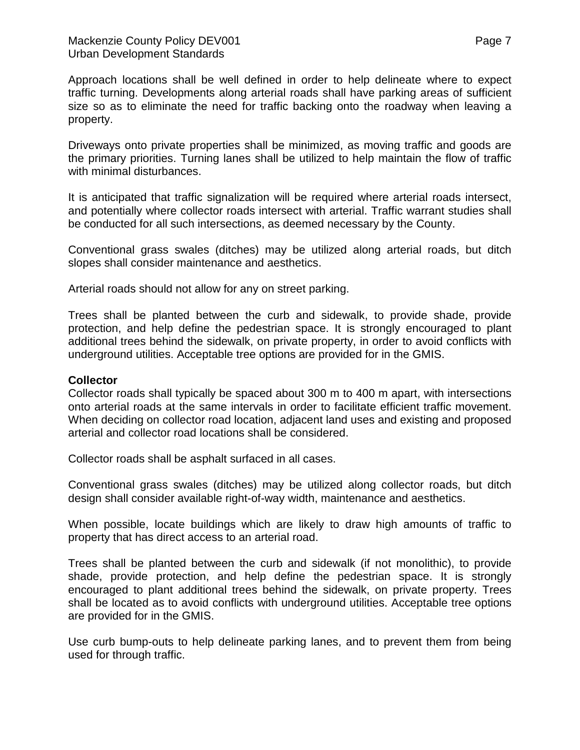Approach locations shall be well defined in order to help delineate where to expect traffic turning. Developments along arterial roads shall have parking areas of sufficient size so as to eliminate the need for traffic backing onto the roadway when leaving a property.

Driveways onto private properties shall be minimized, as moving traffic and goods are the primary priorities. Turning lanes shall be utilized to help maintain the flow of traffic with minimal disturbances.

It is anticipated that traffic signalization will be required where arterial roads intersect, and potentially where collector roads intersect with arterial. Traffic warrant studies shall be conducted for all such intersections, as deemed necessary by the County.

Conventional grass swales (ditches) may be utilized along arterial roads, but ditch slopes shall consider maintenance and aesthetics.

Arterial roads should not allow for any on street parking.

Trees shall be planted between the curb and sidewalk, to provide shade, provide protection, and help define the pedestrian space. It is strongly encouraged to plant additional trees behind the sidewalk, on private property, in order to avoid conflicts with underground utilities. Acceptable tree options are provided for in the GMIS.

**Collector**

Collector roads shall typically be spaced about 300 m to 400 m apart, with intersections onto arterial roads at the same intervals in order to facilitate efficient traffic movement. When deciding on collector road location, adjacent land uses and existing and proposed arterial and collector road locations shall be considered.

Collector roads shall be asphalt surfaced in all cases.

Conventional grass swales (ditches) may be utilized along collector roads, but ditch design shall consider available right-of-way width, maintenance and aesthetics.

When possible, locate buildings which are likely to draw high amounts of traffic to property that has direct access to an arterial road.

Trees shall be planted between the curb and sidewalk (if not monolithic), to provide shade, provide protection, and help define the pedestrian space. It is strongly encouraged to plant additional trees behind the sidewalk, on private property. Trees shall be located as to avoid conflicts with underground utilities. Acceptable tree options are provided for in the GMIS.

Use curb bump-outs to help delineate parking lanes, and to prevent them from being used for through traffic.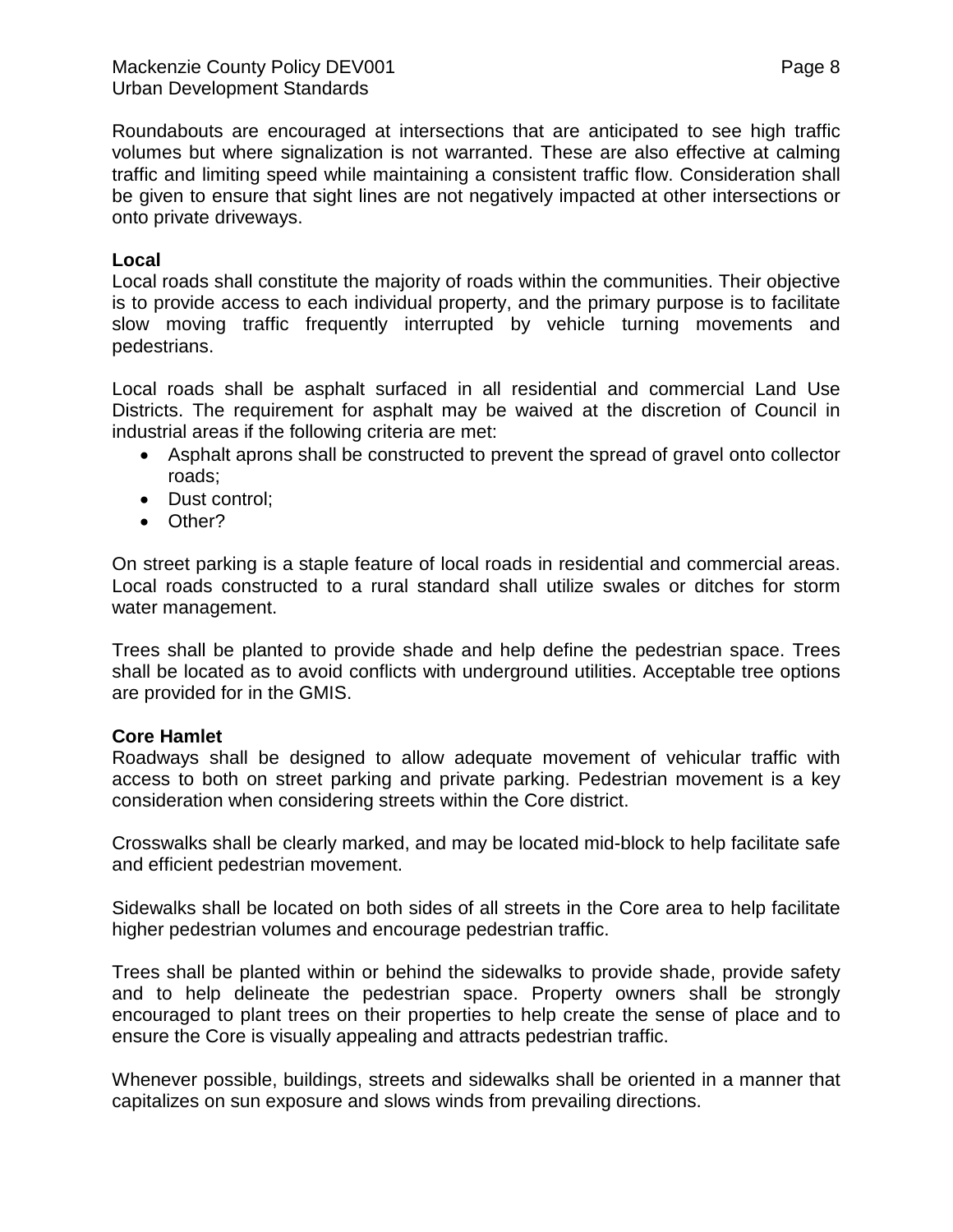Roundabouts are encouraged at intersections that are anticipated to see high traffic volumes but where signalization is not warranted. These are also effective at calming traffic and limiting speed while maintaining a consistent traffic flow. Consideration shall be given to ensure that sight lines are not negatively impacted at other intersections or onto private driveways.

**Local**

Local roads shall constitute the majority of roads within the communities. Their objective is to provide access to each individual property, and the primary purpose is to facilitate slow moving traffic frequently interrupted by vehicle turning movements and pedestrians.

Local roads shall be asphalt surfaced in all residential and commercial Land Use Districts. The requirement for asphalt may be waived at the discretion of Council in industrial areas if the following criteria are met:

- Asphalt aprons shall be constructed to prevent the spread of gravel onto collector roads;
- Dust control;
- Other?

On street parking is a staple feature of local roads in residential and commercial areas. Local roads constructed to a rural standard shall utilize swales or ditches for storm water management.

Trees shall be planted to provide shade and help define the pedestrian space. Trees shall be located as to avoid conflicts with underground utilities. Acceptable tree options are provided for in the GMIS.

**Core Hamlet**

Roadways shall be designed to allow adequate movement of vehicular traffic with access to both on street parking and private parking. Pedestrian movement is a key consideration when considering streets within the Core district.

Crosswalks shall be clearly marked, and may be located mid-block to help facilitate safe and efficient pedestrian movement.

Sidewalks shall be located on both sides of all streets in the Core area to help facilitate higher pedestrian volumes and encourage pedestrian traffic.

Trees shall be planted within or behind the sidewalks to provide shade, provide safety and to help delineate the pedestrian space. Property owners shall be strongly encouraged to plant trees on their properties to help create the sense of place and to ensure the Core is visually appealing and attracts pedestrian traffic.

Whenever possible, buildings, streets and sidewalks shall be oriented in a manner that capitalizes on sun exposure and slows winds from prevailing directions.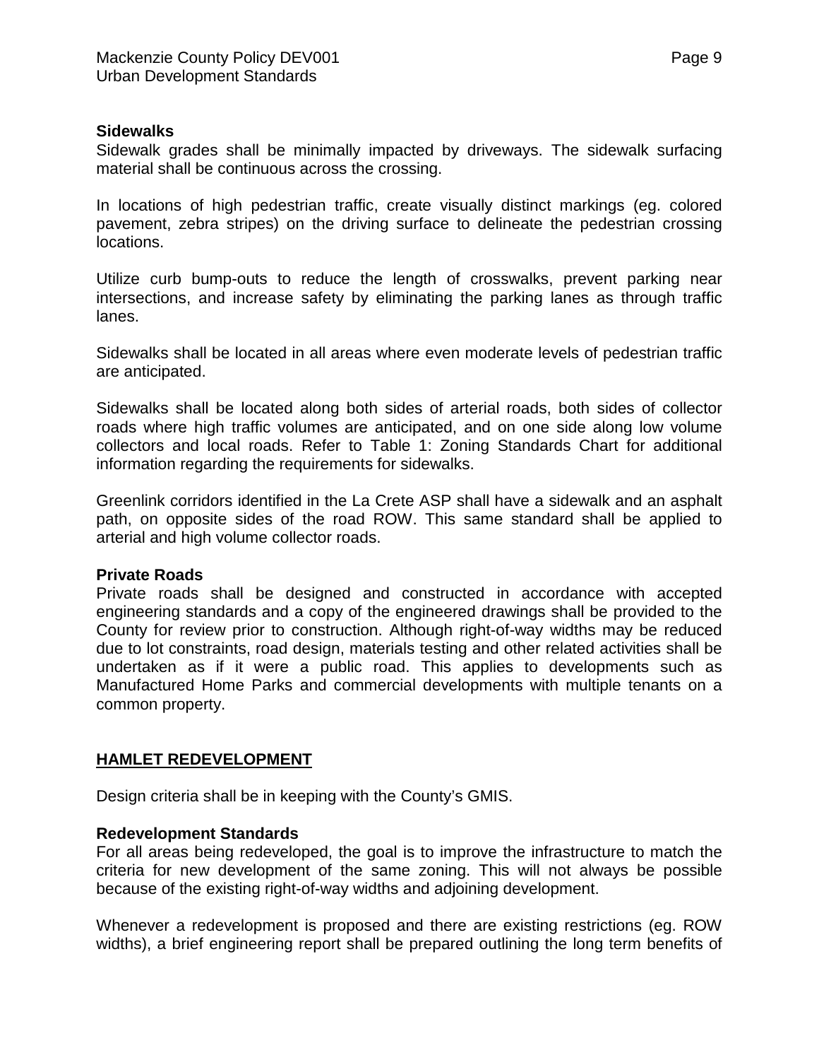**Sidewalks**

Sidewalk grades shall be minimally impacted by driveways. The sidewalk surfacing material shall be continuous across the crossing.

In locations of high pedestrian traffic, create visually distinct markings (eg. colored pavement, zebra stripes) on the driving surface to delineate the pedestrian crossing locations.

Utilize curb bump-outs to reduce the length of crosswalks, prevent parking near intersections, and increase safety by eliminating the parking lanes as through traffic lanes.

Sidewalks shall be located in all areas where even moderate levels of pedestrian traffic are anticipated.

Sidewalks shall be located along both sides of arterial roads, both sides of collector roads where high traffic volumes are anticipated, and on one side along low volume collectors and local roads. Refer to Table 1: Zoning Standards Chart for additional information regarding the requirements for sidewalks.

Greenlink corridors identified in the La Crete ASP shall have a sidewalk and an asphalt path, on opposite sides of the road ROW. This same standard shall be applied to arterial and high volume collector roads.

**Private Roads**

Private roads shall be designed and constructed in accordance with accepted engineering standards and a copy of the engineered drawings shall be provided to the County for review prior to construction. Although right-of-way widths may be reduced due to lot constraints, road design, materials testing and other related activities shall be undertaken as if it were a public road. This applies to developments such as Manufactured Home Parks and commercial developments with multiple tenants on a common property.

## HAMLET REDEVELOPMENT

Design criteria shall be in keeping with the County's GMIS.

**Redevelopment Standards**

For all areas being redeveloped, the goal is to improve the infrastructure to match the criteria for new development of the same zoning. This will not always be possible because of the existing right-of-way widths and adjoining development.

Whenever a redevelopment is proposed and there are existing restrictions (eg. ROW widths), a brief engineering report shall be prepared outlining the long term benefits of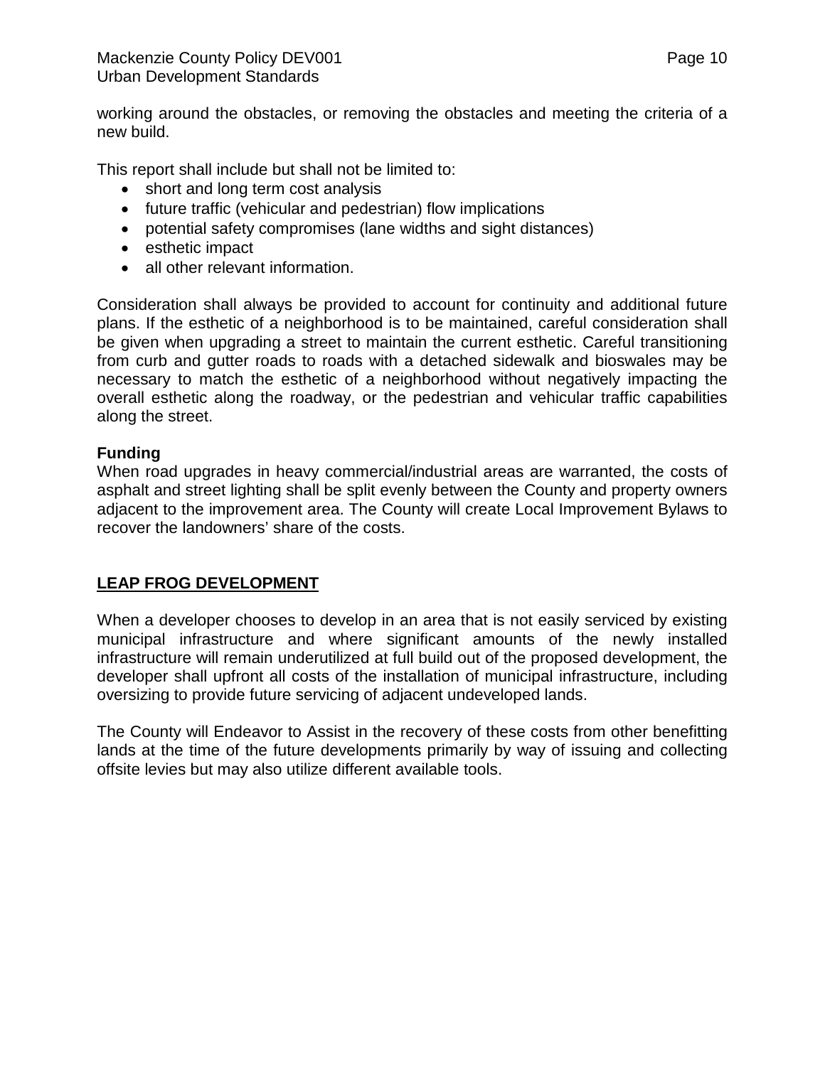working around the obstacles, or removing the obstacles and meeting the criteria of a new build.

This report shall include but shall not be limited to:

- short and long term cost analysis
- future traffic (vehicular and pedestrian) flow implications
- potential safety compromises (lane widths and sight distances)
- esthetic impact
- all other relevant information.

Consideration shall always be provided to account for continuity and additional future plans. If the esthetic of a neighborhood is to be maintained, careful consideration shall be given when upgrading a street to maintain the current esthetic. Careful transitioning from curb and gutter roads to roads with a detached sidewalk and bioswales may be necessary to match the esthetic of a neighborhood without negatively impacting the overall esthetic along the roadway, or the pedestrian and vehicular traffic capabilities along the street.

**Funding**
When road upgrades in heavy commercial/industrial areas are warranted, the costs of asphalt and street lighting shall be split evenly between the County and property owners adjacent to the improvement area. The County will create Local Improvement Bylaws to recover the landowners' share of the costs.

## LEAP FROG DEVELOPMENT

When a developer chooses to develop in an area that is not easily serviced by existing municipal infrastructure and where significant amounts of the newly installed infrastructure will remain underutilized at full build out of the proposed development, the developer shall upfront all costs of the installation of municipal infrastructure, including oversizing to provide future servicing of adjacent undeveloped lands.

The County will Endeavor to Assist in the recovery of these costs from other benefitting lands at the time of the future developments primarily by way of issuing and collecting offsite levies but may also utilize different available tools.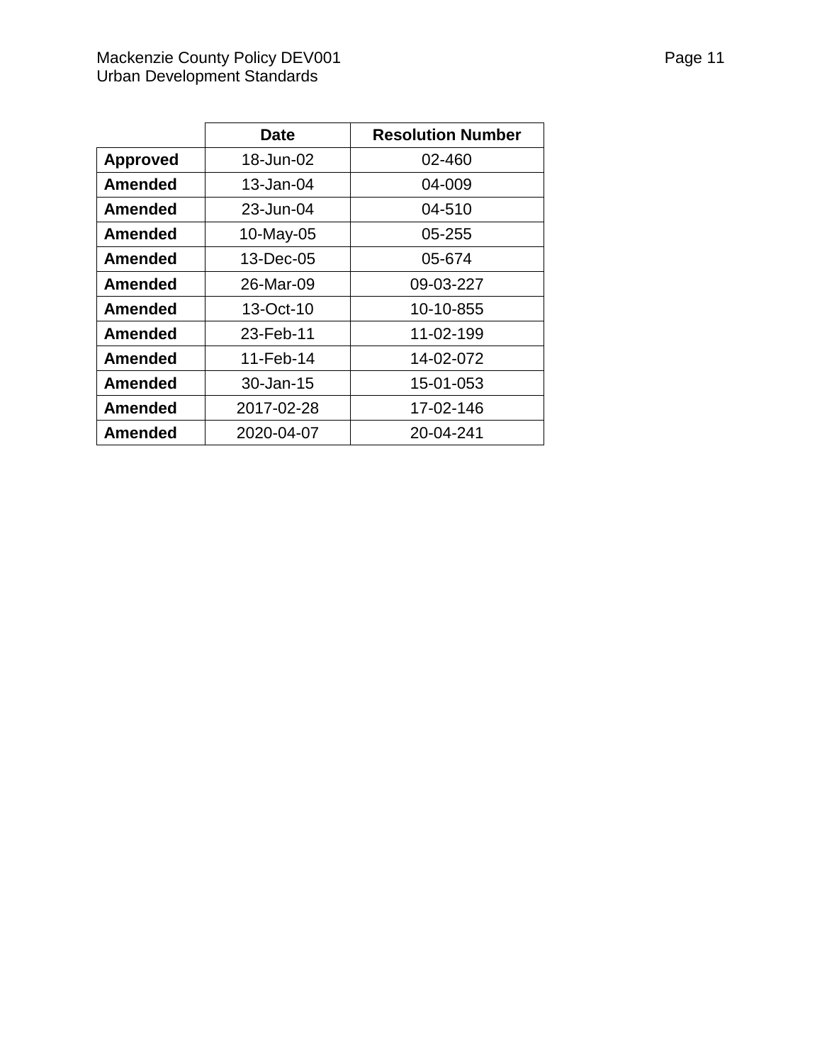| | Date | Resolution Number |
|---|---|---|
| **Approved** | 18-Jun-02 | 02-460 |
| **Amended** | 13-Jan-04 | 04-009 |
| **Amended** | 23-Jun-04 | 04-510 |
| **Amended** | 10-May-05 | 05-255 |
| **Amended** | 13-Dec-05 | 05-674 |
| **Amended** | 26-Mar-09 | 09-03-227 |
| **Amended** | 13-Oct-10 | 10-10-855 |
| **Amended** | 23-Feb-11 | 11-02-199 |
| **Amended** | 11-Feb-14 | 14-02-072 |
| **Amended** | 30-Jan-15 | 15-01-053 |
| **Amended** | 2017-02-28 | 17-02-146 |
| **Amended** | 2020-04-07 | 20-04-241 |